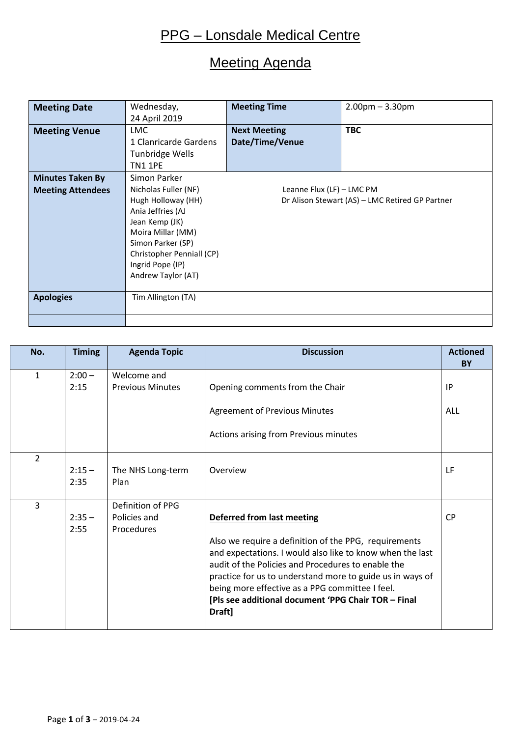# PPG – Lonsdale Medical Centre

## Meeting Agenda

| | | | |
|---|---|---|---|
| **Meeting Date** | Wednesday, 24 April 2019 | **Meeting Time** | 2.00pm – 3.30pm |
| **Meeting Venue** | LMC<br>1 Clanricarde Gardens<br>Tunbridge Wells<br>TN1 1PE | **Next Meeting Date/Time/Venue** | **TBC** |
| **Minutes Taken By** | Simon Parker | | |
| **Meeting Attendees** | Nicholas Fuller (NF)<br>Hugh Holloway (HH)<br>Ania Jeffries (AJ<br>Jean Kemp (JK)<br>Moira Millar (MM)<br>Simon Parker (SP)<br>Christopher Penniall (CP)<br>Ingrid Pope (IP)<br>Andrew Taylor (AT) | Leanne Flux (LF) – LMC PM<br>Dr Alison Stewart (AS) – LMC Retired GP Partner | |
| **Apologies** | Tim Allington (TA) | | |
| | | | |

| No. | Timing | Agenda Topic | Discussion | Actioned BY |
|---|---|---|---|---|
| 1 | 2:00 – 2:15 | Welcome and Previous Minutes | Opening comments from the Chair<br><br>Agreement of Previous Minutes<br><br>Actions arising from Previous minutes | IP<br><br>ALL |
| 2 | 2:15 – 2:35 | The NHS Long-term Plan | Overview | LF |
| 3 | 2:35 – 2:55 | Definition of PPG Policies and Procedures | **Deferred from last meeting**<br><br>Also we require a definition of the PPG, requirements and expectations. I would also like to know when the last audit of the Policies and Procedures to enable the practice for us to understand more to guide us in ways of being more effective as a PPG committee I feel.<br>**[Pls see additional document 'PPG Chair TOR – Final Draft]** | CP |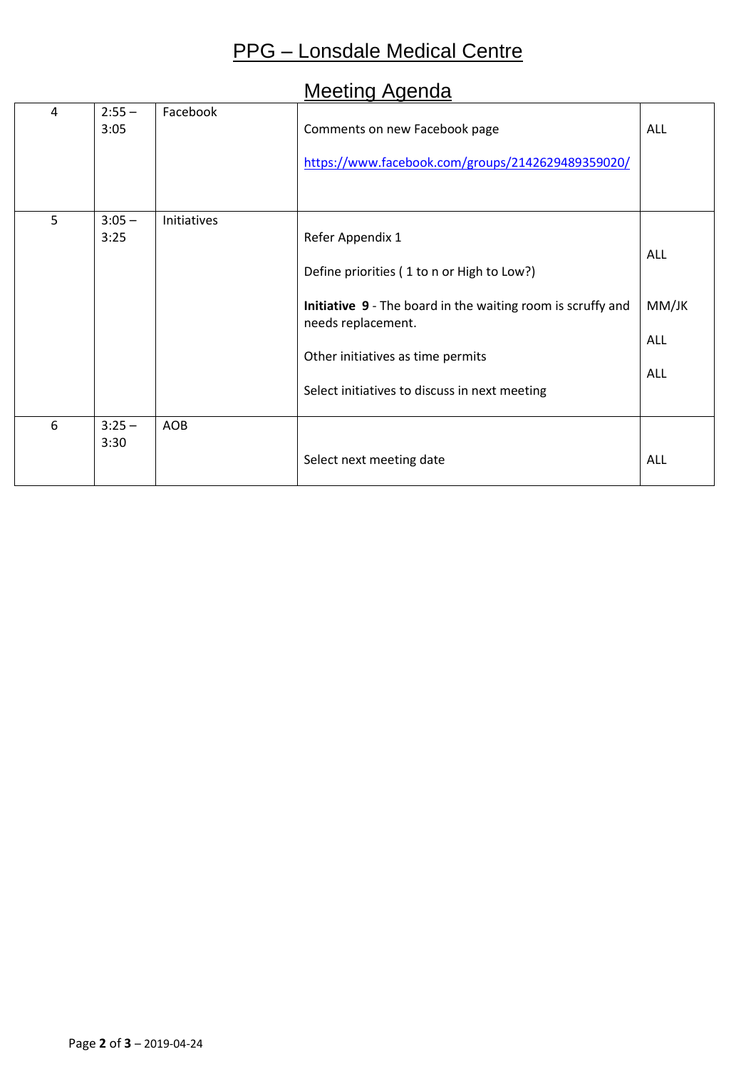# PPG – Lonsdale Medical Centre

## Meeting Agenda

| | | | | |
|---|---|---|---|---|
| 4 | 2:55 – 3:05 | Facebook | Comments on new Facebook page<br><br>https://www.facebook.com/groups/2142629489359020/ | ALL |
| 5 | 3:05 – 3:25 | Initiatives | Refer Appendix 1<br><br>Define priorities ( 1 to n or High to Low?)<br><br>**Initiative 9** - The board in the waiting room is scruffy and needs replacement.<br><br>Other initiatives as time permits<br><br>Select initiatives to discuss in next meeting | ALL<br><br>MM/JK<br><br>ALL<br><br>ALL |
| 6 | 3:25 – 3:30 | AOB | Select next meeting date | ALL |

2019-04-24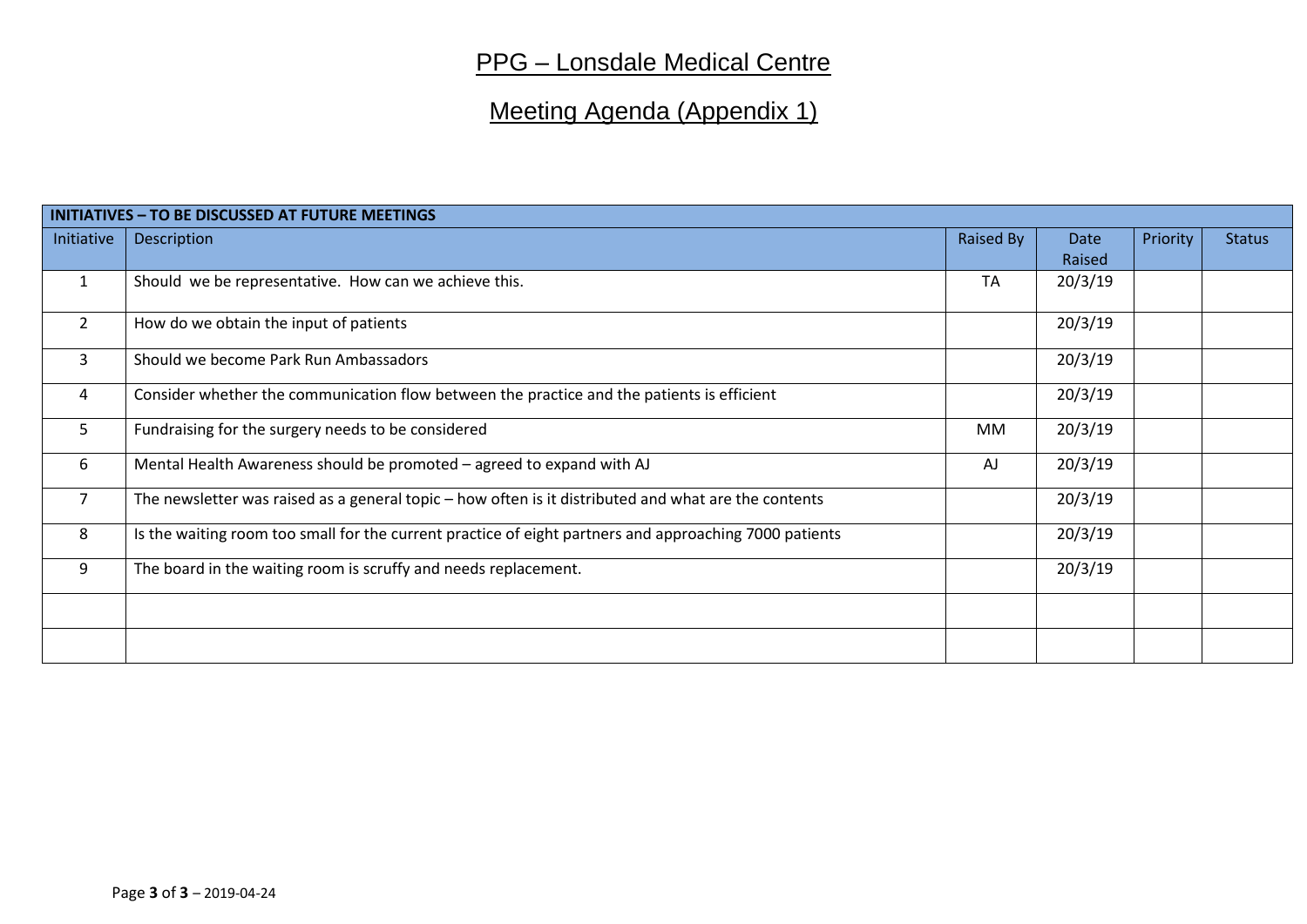# PPG – Lonsdale Medical Centre

## Meeting Agenda (Appendix 1)

| INITIATIVES – TO BE DISCUSSED AT FUTURE MEETINGS | | | | | |
|---|---|---|---|---|---|
| Initiative | Description | Raised By | Date Raised | Priority | Status |
| 1 | Should we be representative. How can we achieve this. | TA | 20/3/19 | | |
| 2 | How do we obtain the input of patients | | 20/3/19 | | |
| 3 | Should we become Park Run Ambassadors | | 20/3/19 | | |
| 4 | Consider whether the communication flow between the practice and the patients is efficient | | 20/3/19 | | |
| 5 | Fundraising for the surgery needs to be considered | MM | 20/3/19 | | |
| 6 | Mental Health Awareness should be promoted – agreed to expand with AJ | AJ | 20/3/19 | | |
| 7 | The newsletter was raised as a general topic – how often is it distributed and what are the contents | | 20/3/19 | | |
| 8 | Is the waiting room too small for the current practice of eight partners and approaching 7000 patients | | 20/3/19 | | |
| 9 | The board in the waiting room is scruffy and needs replacement. | | 20/3/19 | | |
| | | | | | |
| | | | | | |